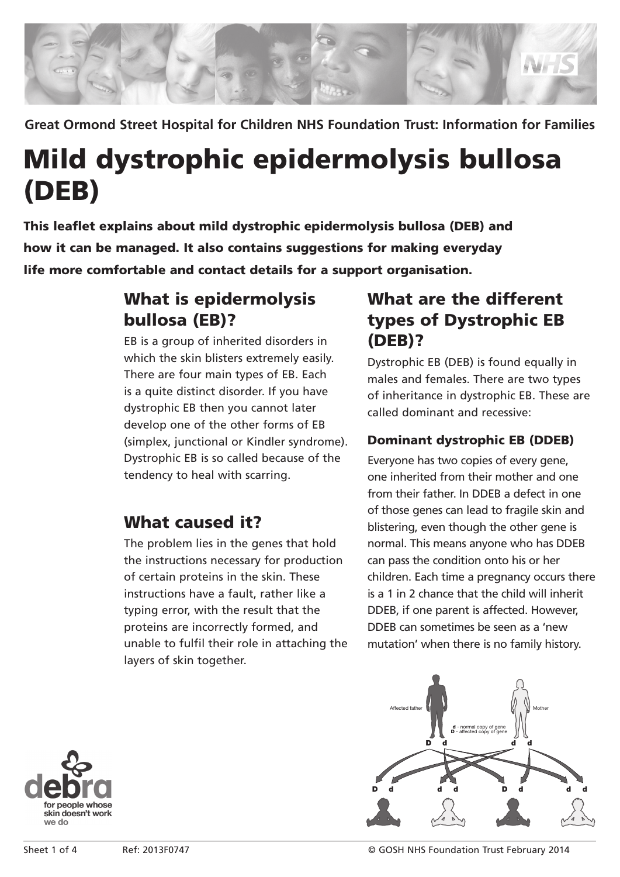Great Ormond Street Hospital for Children NHS Foundation Trust: Information for Families

# Mild dystrophic epidermolysis bullosa (DEB)

**This leaflet explains about mild dystrophic epidermolysis bullosa (DEB) and how it can be managed. It also contains suggestions for making everyday life more comfortable and contact details for a support organisation.**

## What is epidermolysis bullosa (EB)?

EB is a group of inherited disorders in which the skin blisters extremely easily. There are four main types of EB. Each is a quite distinct disorder. If you have dystrophic EB then you cannot later develop one of the other forms of EB (simplex, junctional or Kindler syndrome). Dystrophic EB is so called because of the tendency to heal with scarring.

## What caused it?

The problem lies in the genes that hold the instructions necessary for production of certain proteins in the skin. These instructions have a fault, rather like a typing error, with the result that the proteins are incorrectly formed, and unable to fulfil their role in attaching the layers of skin together.

## What are the different types of Dystrophic EB (DEB)?

Dystrophic EB (DEB) is found equally in males and females. There are two types of inheritance in dystrophic EB. These are called dominant and recessive:

### Dominant dystrophic EB (DDEB)

Everyone has two copies of every gene, one inherited from their mother and one from their father. In DDEB a defect in one of those genes can lead to fragile skin and blistering, even though the other gene is normal. This means anyone who has DDEB can pass the condition onto his or her children. Each time a pregnancy occurs there is a 1 in 2 chance that the child will inherit DDEB, if one parent is affected. However, DDEB can sometimes be seen as a 'new mutation' when there is no family history.

Affected father — Mother

**d** - normal copy of gene
**D** - affected copy of gene

Father: D d — Mother: d d

Children: D d | d d | D d | d d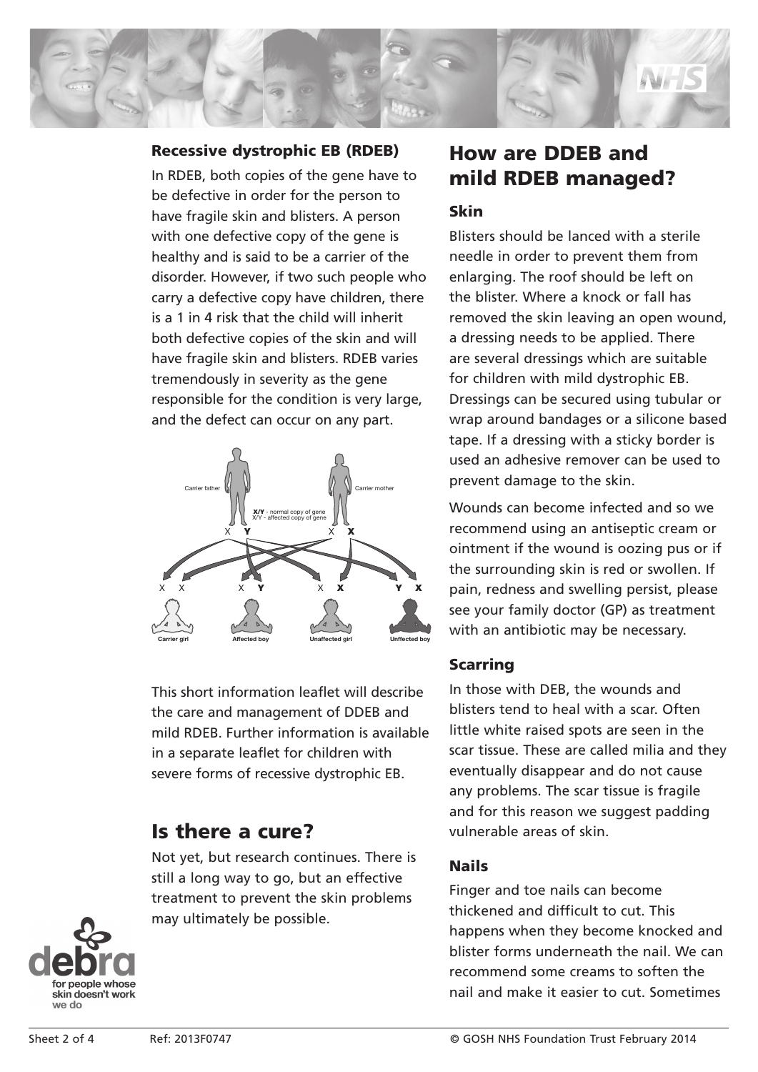## Recessive dystrophic EB (RDEB)

In RDEB, both copies of the gene have to be defective in order for the person to have fragile skin and blisters. A person with one defective copy of the gene is healthy and is said to be a carrier of the disorder. However, if two such people who carry a defective copy have children, there is a 1 in 4 risk that the child will inherit both defective copies of the skin and will have fragile skin and blisters. RDEB varies tremendously in severity as the gene responsible for the condition is very large, and the defect can occur on any part.

Carrier father — Carrier mother

**X/Y** - normal copy of gene
X/Y - affected copy of gene

X **Y** — X **X**

X X — Carrier girl
X **Y** — Affected boy
X **X** — Unaffected girl
**Y** **X** — Unffected boy

This short information leaflet will describe the care and management of DDEB and mild RDEB. Further information is available in a separate leaflet for children with severe forms of recessive dystrophic EB.

## Is there a cure?

Not yet, but research continues. There is still a long way to go, but an effective treatment to prevent the skin problems may ultimately be possible.

## How are DDEB and mild RDEB managed?

### Skin

Blisters should be lanced with a sterile needle in order to prevent them from enlarging. The roof should be left on the blister. Where a knock or fall has removed the skin leaving an open wound, a dressing needs to be applied. There are several dressings which are suitable for children with mild dystrophic EB. Dressings can be secured using tubular or wrap around bandages or a silicone based tape. If a dressing with a sticky border is used an adhesive remover can be used to prevent damage to the skin.

Wounds can become infected and so we recommend using an antiseptic cream or ointment if the wound is oozing pus or if the surrounding skin is red or swollen. If pain, redness and swelling persist, please see your family doctor (GP) as treatment with an antibiotic may be necessary.

### Scarring

In those with DEB, the wounds and blisters tend to heal with a scar. Often little white raised spots are seen in the scar tissue. These are called milia and they eventually disappear and do not cause any problems. The scar tissue is fragile and for this reason we suggest padding vulnerable areas of skin.

### Nails

Finger and toe nails can become thickened and difficult to cut. This happens when they become knocked and blister forms underneath the nail. We can recommend some creams to soften the nail and make it easier to cut. Sometimes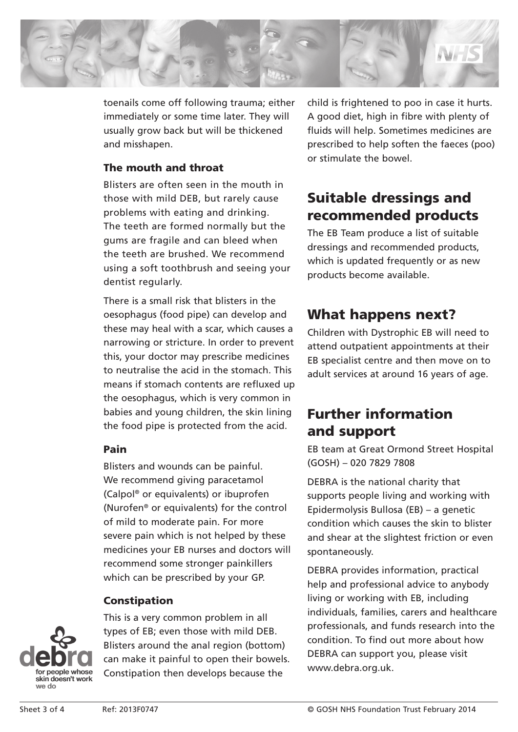toenails come off following trauma; either immediately or some time later. They will usually grow back but will be thickened and misshapen.

### The mouth and throat

Blisters are often seen in the mouth in those with mild DEB, but rarely cause problems with eating and drinking. The teeth are formed normally but the gums are fragile and can bleed when the teeth are brushed. We recommend using a soft toothbrush and seeing your dentist regularly.

There is a small risk that blisters in the oesophagus (food pipe) can develop and these may heal with a scar, which causes a narrowing or stricture. In order to prevent this, your doctor may prescribe medicines to neutralise the acid in the stomach. This means if stomach contents are refluxed up the oesophagus, which is very common in babies and young children, the skin lining the food pipe is protected from the acid.

### Pain

Blisters and wounds can be painful. We recommend giving paracetamol (Calpol® or equivalents) or ibuprofen (Nurofen® or equivalents) for the control of mild to moderate pain. For more severe pain which is not helped by these medicines your EB nurses and doctors will recommend some stronger painkillers which can be prescribed by your GP.

### Constipation

This is a very common problem in all types of EB; even those with mild DEB. Blisters around the anal region (bottom) can make it painful to open their bowels. Constipation then develops because the child is frightened to poo in case it hurts. A good diet, high in fibre with plenty of fluids will help. Sometimes medicines are prescribed to help soften the faeces (poo) or stimulate the bowel.

## Suitable dressings and recommended products

The EB Team produce a list of suitable dressings and recommended products, which is updated frequently or as new products become available.

## What happens next?

Children with Dystrophic EB will need to attend outpatient appointments at their EB specialist centre and then move on to adult services at around 16 years of age.

## Further information and support

EB team at Great Ormond Street Hospital (GOSH) – 020 7829 7808

DEBRA is the national charity that supports people living and working with Epidermolysis Bullosa (EB) – a genetic condition which causes the skin to blister and shear at the slightest friction or even spontaneously.

DEBRA provides information, practical help and professional advice to anybody living or working with EB, including individuals, families, carers and healthcare professionals, and funds research into the condition. To find out more about how DEBRA can support you, please visit www.debra.org.uk.

debra – for people whose skin doesn't work we do

Ref: 2013F0747

© GOSH NHS Foundation Trust February 2014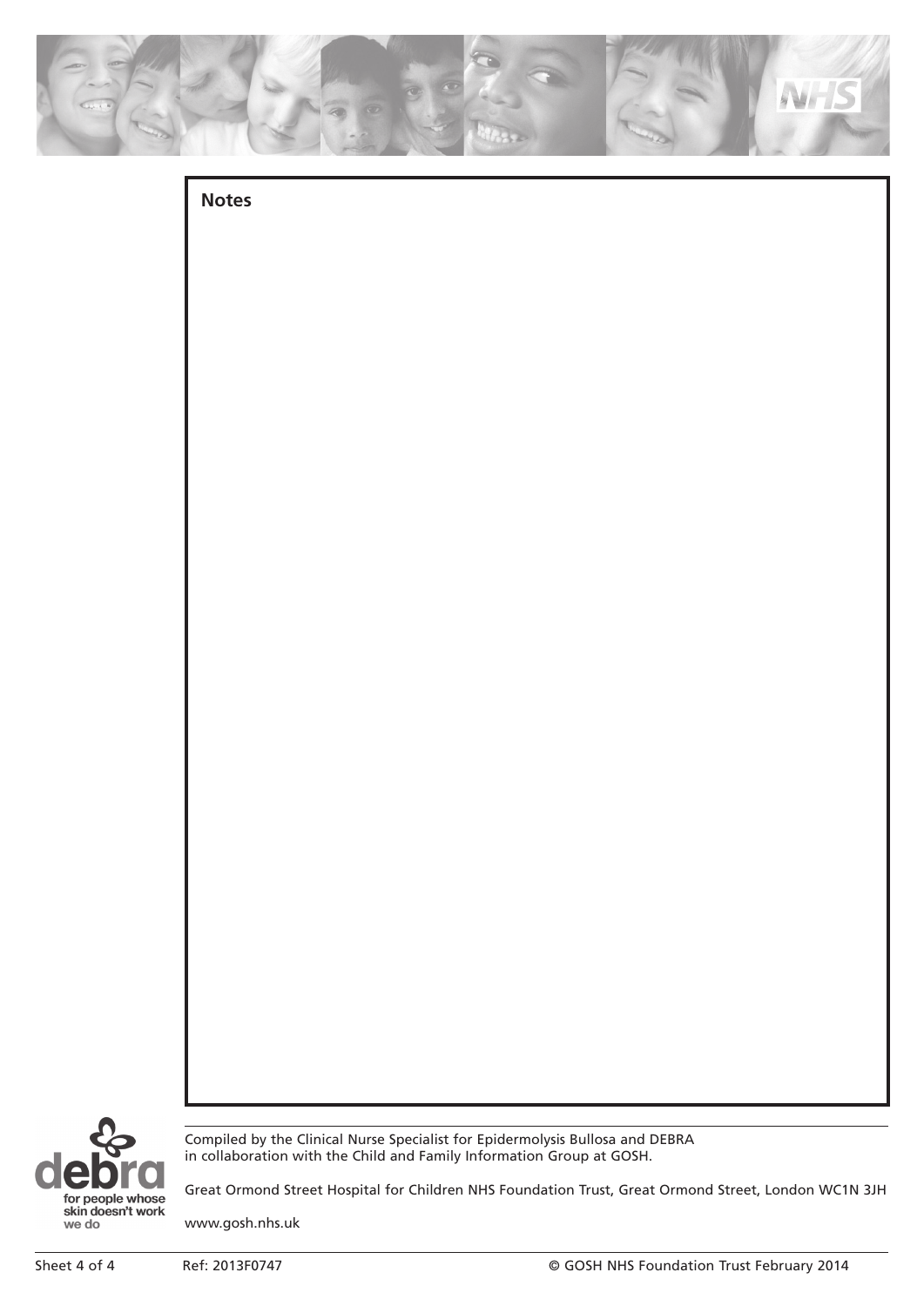## Notes

for people whose skin doesn't work we do

Compiled by the Clinical Nurse Specialist for Epidermolysis Bullosa and DEBRA in collaboration with the Child and Family Information Group at GOSH.

Great Ormond Street Hospital for Children NHS Foundation Trust, Great Ormond Street, London WC1N 3JH

www.gosh.nhs.uk

Ref: 2013F0747

© GOSH NHS Foundation Trust February 2014